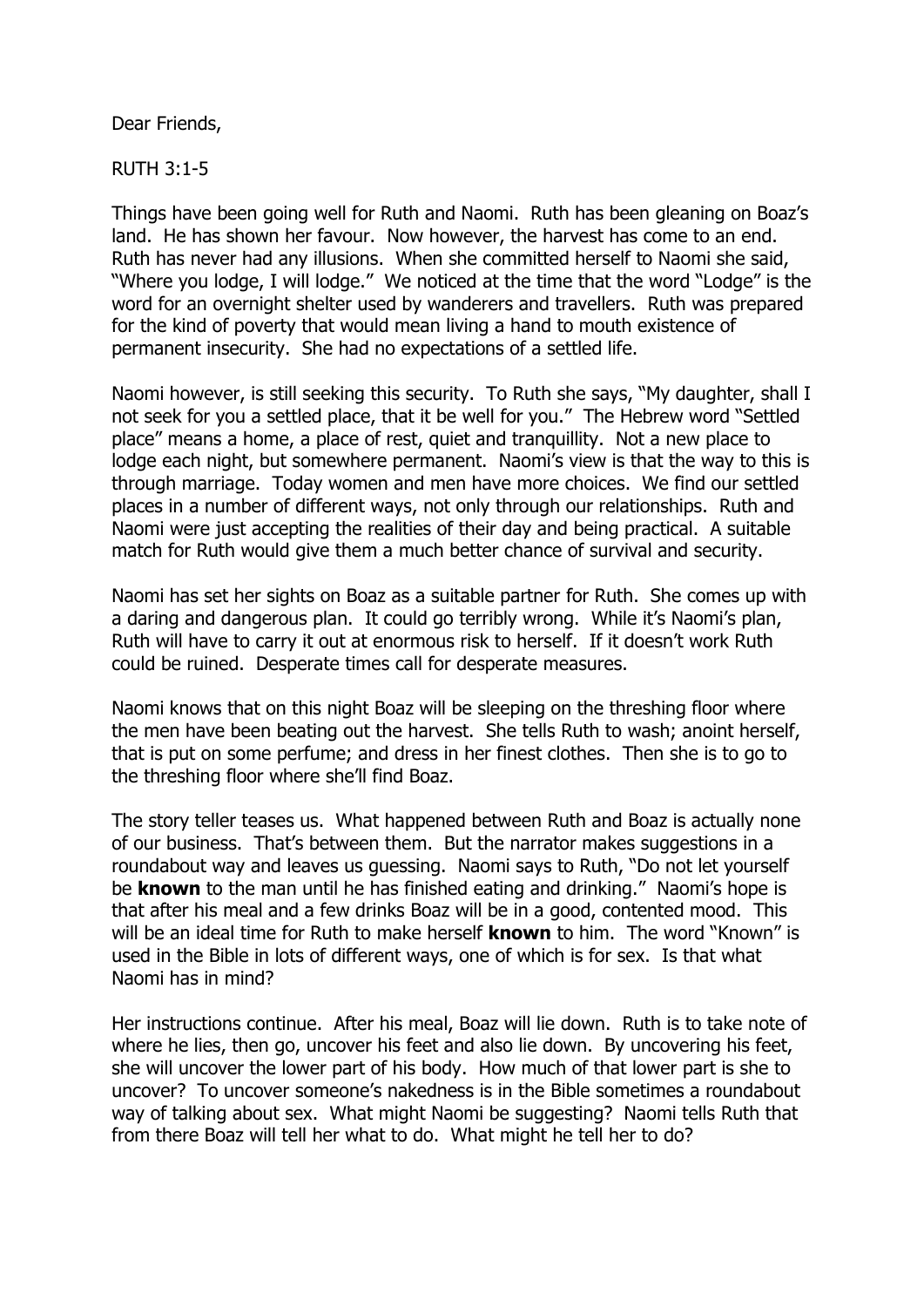Dear Friends,

RUTH 3:1-5

Things have been going well for Ruth and Naomi. Ruth has been gleaning on Boaz's land. He has shown her favour. Now however, the harvest has come to an end. Ruth has never had any illusions. When she committed herself to Naomi she said, "Where you lodge, I will lodge." We noticed at the time that the word "Lodge" is the word for an overnight shelter used by wanderers and travellers. Ruth was prepared for the kind of poverty that would mean living a hand to mouth existence of permanent insecurity. She had no expectations of a settled life.

Naomi however, is still seeking this security. To Ruth she says, "My daughter, shall I not seek for you a settled place, that it be well for you." The Hebrew word "Settled place" means a home, a place of rest, quiet and tranquillity. Not a new place to lodge each night, but somewhere permanent. Naomi's view is that the way to this is through marriage. Today women and men have more choices. We find our settled places in a number of different ways, not only through our relationships. Ruth and Naomi were just accepting the realities of their day and being practical. A suitable match for Ruth would give them a much better chance of survival and security.

Naomi has set her sights on Boaz as a suitable partner for Ruth. She comes up with a daring and dangerous plan. It could go terribly wrong. While it's Naomi's plan, Ruth will have to carry it out at enormous risk to herself. If it doesn't work Ruth could be ruined. Desperate times call for desperate measures.

Naomi knows that on this night Boaz will be sleeping on the threshing floor where the men have been beating out the harvest. She tells Ruth to wash; anoint herself, that is put on some perfume; and dress in her finest clothes. Then she is to go to the threshing floor where she'll find Boaz.

The story teller teases us. What happened between Ruth and Boaz is actually none of our business. That's between them. But the narrator makes suggestions in a roundabout way and leaves us guessing. Naomi says to Ruth, "Do not let yourself be **known** to the man until he has finished eating and drinking." Naomi's hope is that after his meal and a few drinks Boaz will be in a good, contented mood. This will be an ideal time for Ruth to make herself **known** to him. The word "Known" is used in the Bible in lots of different ways, one of which is for sex. Is that what Naomi has in mind?

Her instructions continue. After his meal, Boaz will lie down. Ruth is to take note of where he lies, then go, uncover his feet and also lie down. By uncovering his feet, she will uncover the lower part of his body. How much of that lower part is she to uncover? To uncover someone's nakedness is in the Bible sometimes a roundabout way of talking about sex. What might Naomi be suggesting? Naomi tells Ruth that from there Boaz will tell her what to do. What might he tell her to do?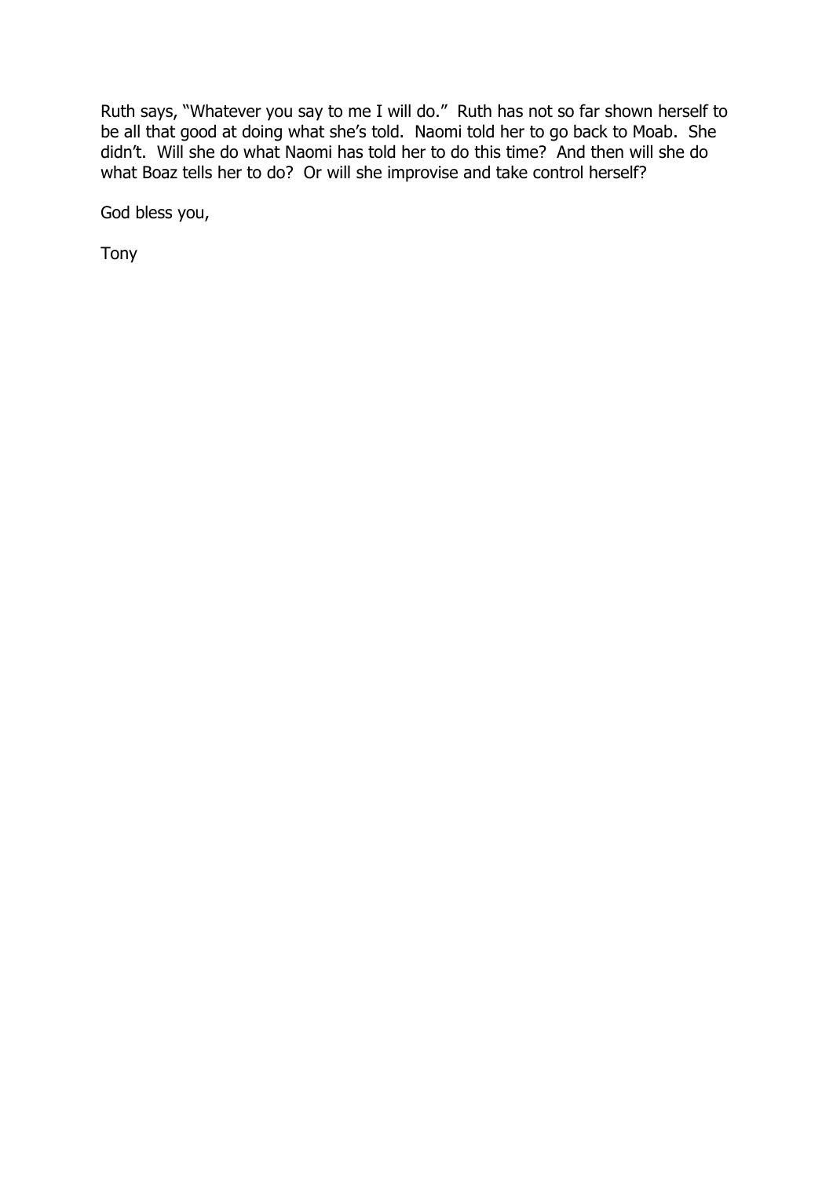Ruth says, "Whatever you say to me I will do." Ruth has not so far shown herself to be all that good at doing what she's told. Naomi told her to go back to Moab. She didn't. Will she do what Naomi has told her to do this time? And then will she do what Boaz tells her to do? Or will she improvise and take control herself?

God bless you,

Tony